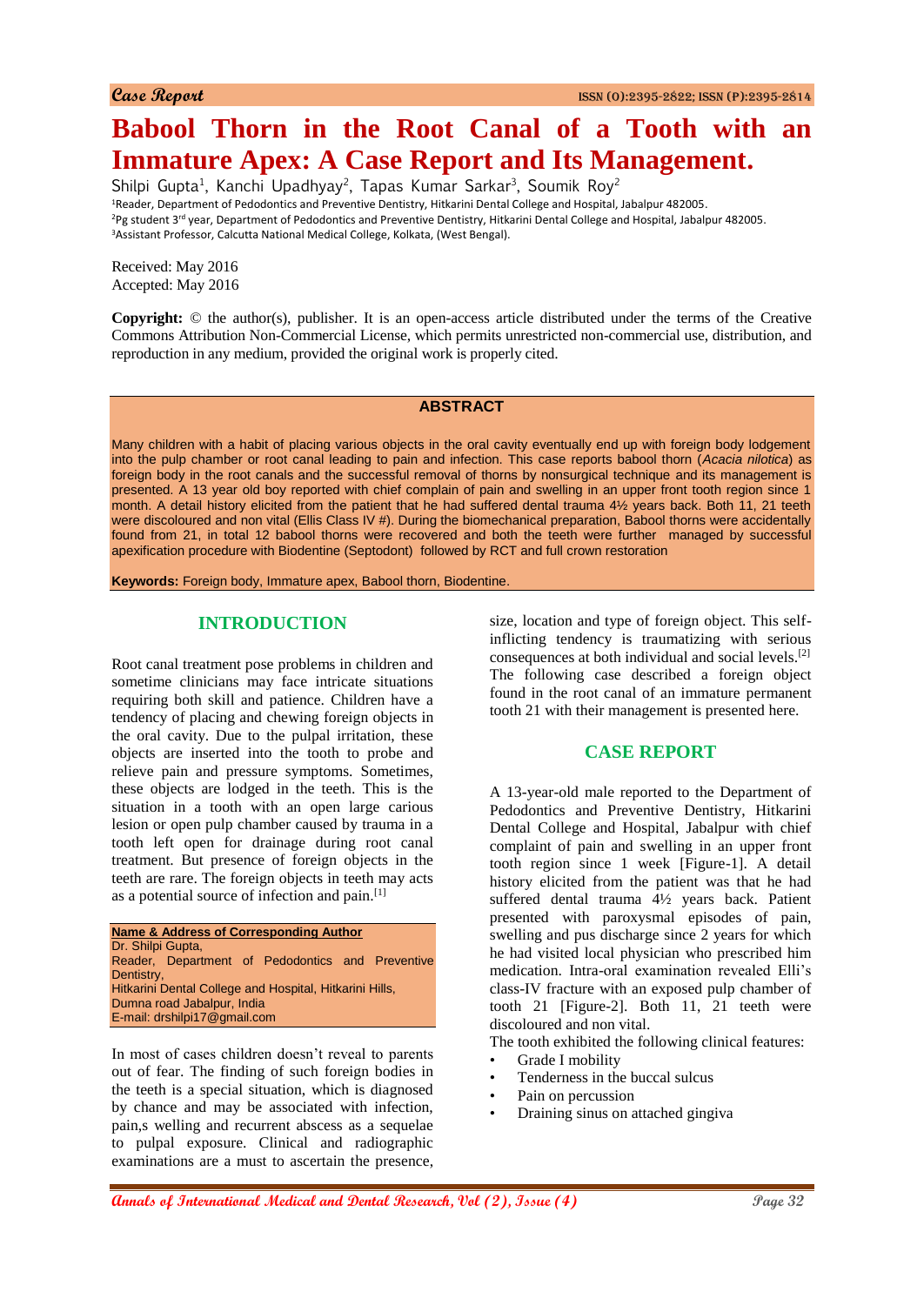Case Report

# Babool Thorn in the Root Canal of a Tooth with an Immature Apex: A Case Report and Its Management.

Shilpi Gupta[1], Kanchi Upadhyay[2], Tapas Kumar Sarkar[3], Soumik Roy[2]

[1]Reader, Department of Pedodontics and Preventive Dentistry, Hitkarini Dental College and Hospital, Jabalpur 482005.
[2]Pg student 3rd year, Department of Pedodontics and Preventive Dentistry, Hitkarini Dental College and Hospital, Jabalpur 482005.
[3]Assistant Professor, Calcutta National Medical College, Kolkata, (West Bengal).

Received: May 2016
Accepted: May 2016

**Copyright:** © the author(s), publisher. It is an open-access article distributed under the terms of the Creative Commons Attribution Non-Commercial License, which permits unrestricted non-commercial use, distribution, and reproduction in any medium, provided the original work is properly cited.

## ABSTRACT

Many children with a habit of placing various objects in the oral cavity eventually end up with foreign body lodgement into the pulp chamber or root canal leading to pain and infection. This case reports babool thorn (*Acacia nilotica*) as foreign body in the root canals and the successful removal of thorns by nonsurgical technique and its management is presented. A 13 year old boy reported with chief complain of pain and swelling in an upper front tooth region since 1 month. A detail history elicited from the patient that he had suffered dental trauma 4½ years back. Both 11, 21 teeth were discoloured and non vital (Ellis Class IV #). During the biomechanical preparation, Babool thorns were accidentally found from 21, in total 12 babool thorns were recovered and both the teeth were further managed by successful apexification procedure with Biodentine (Septodont) followed by RCT and full crown restoration

**Keywords:** Foreign body, Immature apex, Babool thorn, Biodentine.

## INTRODUCTION

Root canal treatment pose problems in children and sometime clinicians may face intricate situations requiring both skill and patience. Children have a tendency of placing and chewing foreign objects in the oral cavity. Due to the pulpal irritation, these objects are inserted into the tooth to probe and relieve pain and pressure symptoms. Sometimes, these objects are lodged in the teeth. This is the situation in a tooth with an open large carious lesion or open pulp chamber caused by trauma in a tooth left open for drainage during root canal treatment. But presence of foreign objects in the teeth are rare. The foreign objects in teeth may acts as a potential source of infection and pain.[1]

**Name & Address of Corresponding Author**
Dr. Shilpi Gupta,
Reader, Department of Pedodontics and Preventive Dentistry,
Hitkarini Dental College and Hospital, Hitkarini Hills,
Dumna road Jabalpur, India
E-mail: drshilpi17@gmail.com

In most of cases children doesn't reveal to parents out of fear. The finding of such foreign bodies in the teeth is a special situation, which is diagnosed by chance and may be associated with infection, pain,s welling and recurrent abscess as a sequelae to pulpal exposure. Clinical and radiographic examinations are a must to ascertain the presence, size, location and type of foreign object. This self-inflicting tendency is traumatizing with serious consequences at both individual and social levels.[2] The following case described a foreign object found in the root canal of an immature permanent tooth 21 with their management is presented here.

## CASE REPORT

A 13-year-old male reported to the Department of Pedodontics and Preventive Dentistry, Hitkarini Dental College and Hospital, Jabalpur with chief complaint of pain and swelling in an upper front tooth region since 1 week [Figure-1]. A detail history elicited from the patient was that he had suffered dental trauma 4½ years back. Patient presented with paroxysmal episodes of pain, swelling and pus discharge since 2 years for which he had visited local physician who prescribed him medication. Intra-oral examination revealed Elli's class-IV fracture with an exposed pulp chamber of tooth 21 [Figure-2]. Both 11, 21 teeth were discoloured and non vital.

The tooth exhibited the following clinical features:

- Grade I mobility
- Tenderness in the buccal sulcus
- Pain on percussion
- Draining sinus on attached gingiva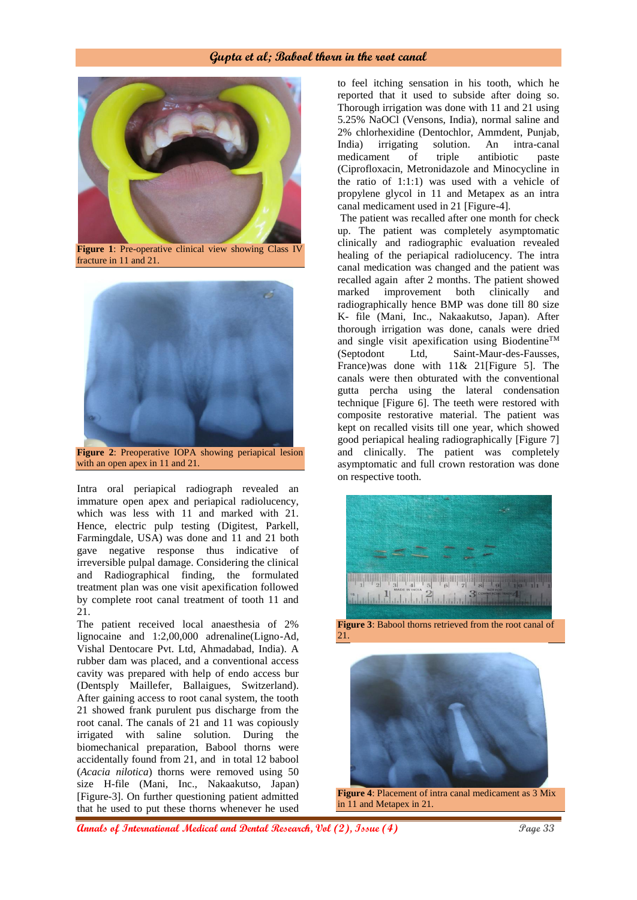Figure 1: Pre-operative clinical view showing Class IV fracture in 11 and 21.

Figure 2: Preoperative IOPA showing periapical lesion with an open apex in 11 and 21.

Intra oral periapical radiograph revealed an immature open apex and periapical radiolucency, which was less with 11 and marked with 21. Hence, electric pulp testing (Digitest, Parkell, Farmingdale, USA) was done and 11 and 21 both gave negative response thus indicative of irreversible pulpal damage. Considering the clinical and Radiographical finding, the formulated treatment plan was one visit apexification followed by complete root canal treatment of tooth 11 and 21.

The patient received local anaesthesia of 2% lignocaine and 1:2,00,000 adrenaline(Ligno-Ad, Vishal Dentocare Pvt. Ltd, Ahmadabad, India). A rubber dam was placed, and a conventional access cavity was prepared with help of endo access bur (Dentsply Maillefer, Ballaigues, Switzerland). After gaining access to root canal system, the tooth 21 showed frank purulent pus discharge from the root canal. The canals of 21 and 11 was copiously irrigated with saline solution. During the biomechanical preparation, Babool thorns were accidentally found from 21, and in total 12 babool (*Acacia nilotica*) thorns were removed using 50 size H-file (Mani, Inc., Nakaakutso, Japan) [Figure-3]. On further questioning patient admitted that he used to put these thorns whenever he used to feel itching sensation in his tooth, which he reported that it used to subside after doing so. Thorough irrigation was done with 11 and 21 using 5.25% NaOCl (Vensons, India), normal saline and 2% chlorhexidine (Dentochlor, Ammdent, Punjab, India) irrigating solution. An intra-canal medicament of triple antibiotic paste (Ciprofloxacin, Metronidazole and Minocycline in the ratio of 1:1:1) was used with a vehicle of propylene glycol in 11 and Metapex as an intra canal medicament used in 21 [Figure-4].

The patient was recalled after one month for check up. The patient was completely asymptomatic clinically and radiographic evaluation revealed healing of the periapical radiolucency. The intra canal medication was changed and the patient was recalled again after 2 months. The patient showed marked improvement both clinically and radiographically hence BMP was done till 80 size K- file (Mani, Inc., Nakaakutso, Japan). After thorough irrigation was done, canals were dried and single visit apexification using Biodentine™ (Septodont Ltd, Saint-Maur-des-Fausses, France)was done with 11& 21[Figure 5]. The canals were then obturated with the conventional gutta percha using the lateral condensation technique [Figure 6]. The teeth were restored with composite restorative material. The patient was kept on recalled visits till one year, which showed good periapical healing radiographically [Figure 7] and clinically. The patient was completely asymptomatic and full crown restoration was done on respective tooth.

Figure 3: Babool thorns retrieved from the root canal of 21.

Figure 4: Placement of intra canal medicament as 3 Mix in 11 and Metapex in 21.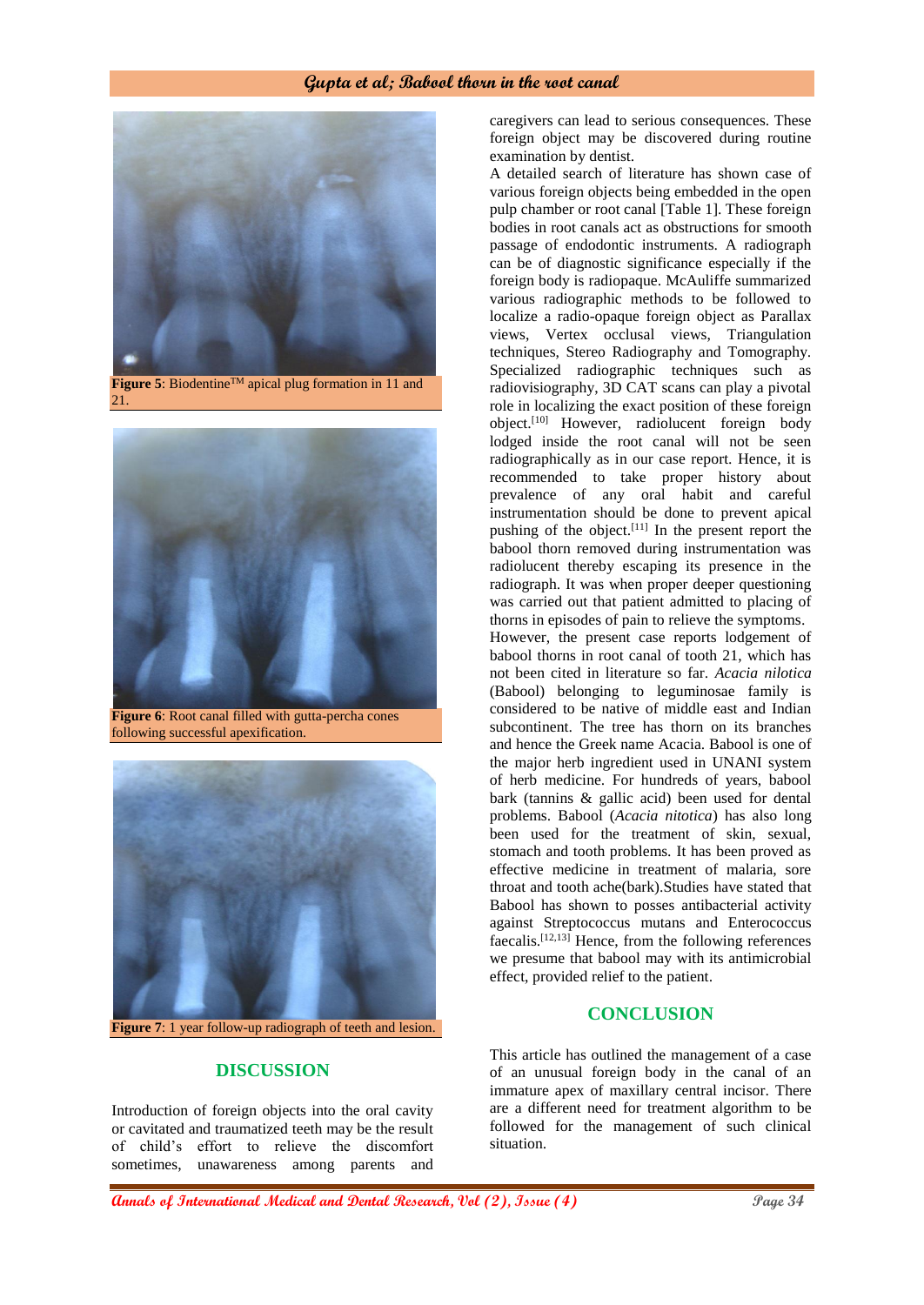Figure 5: Biodentine™ apical plug formation in 11 and 21.

Figure 6: Root canal filled with gutta-percha cones following successful apexification.

Figure 7: 1 year follow-up radiograph of teeth and lesion.

## DISCUSSION

Introduction of foreign objects into the oral cavity or cavitated and traumatized teeth may be the result of child's effort to relieve the discomfort sometimes, unawareness among parents and caregivers can lead to serious consequences. These foreign object may be discovered during routine examination by dentist.

A detailed search of literature has shown case of various foreign objects being embedded in the open pulp chamber or root canal [Table 1]. These foreign bodies in root canals act as obstructions for smooth passage of endodontic instruments. A radiograph can be of diagnostic significance especially if the foreign body is radiopaque. McAuliffe summarized various radiographic methods to be followed to localize a radio-opaque foreign object as Parallax views, Vertex occlusal views, Triangulation techniques, Stereo Radiography and Tomography. Specialized radiographic techniques such as radiovisiography, 3D CAT scans can play a pivotal role in localizing the exact position of these foreign object.[10] However, radiolucent foreign body lodged inside the root canal will not be seen radiographically as in our case report. Hence, it is recommended to take proper history about prevalence of any oral habit and careful instrumentation should be done to prevent apical pushing of the object.[11] In the present report the babool thorn removed during instrumentation was radiolucent thereby escaping its presence in the radiograph. It was when proper deeper questioning was carried out that patient admitted to placing of thorns in episodes of pain to relieve the symptoms.

However, the present case reports lodgement of babool thorns in root canal of tooth 21, which has not been cited in literature so far. *Acacia nilotica* (Babool) belonging to leguminosae family is considered to be native of middle east and Indian subcontinent. The tree has thorn on its branches and hence the Greek name Acacia. Babool is one of the major herb ingredient used in UNANI system of herb medicine. For hundreds of years, babool bark (tannins & gallic acid) been used for dental problems. Babool (*Acacia nitotica*) has also long been used for the treatment of skin, sexual, stomach and tooth problems. It has been proved as effective medicine in treatment of malaria, sore throat and tooth ache(bark).Studies have stated that Babool has shown to posses antibacterial activity against Streptococcus mutans and Enterococcus faecalis.[12,13] Hence, from the following references we presume that babool may with its antimicrobial effect, provided relief to the patient.

## CONCLUSION

This article has outlined the management of a case of an unusual foreign body in the canal of an immature apex of maxillary central incisor. There are a different need for treatment algorithm to be followed for the management of such clinical situation.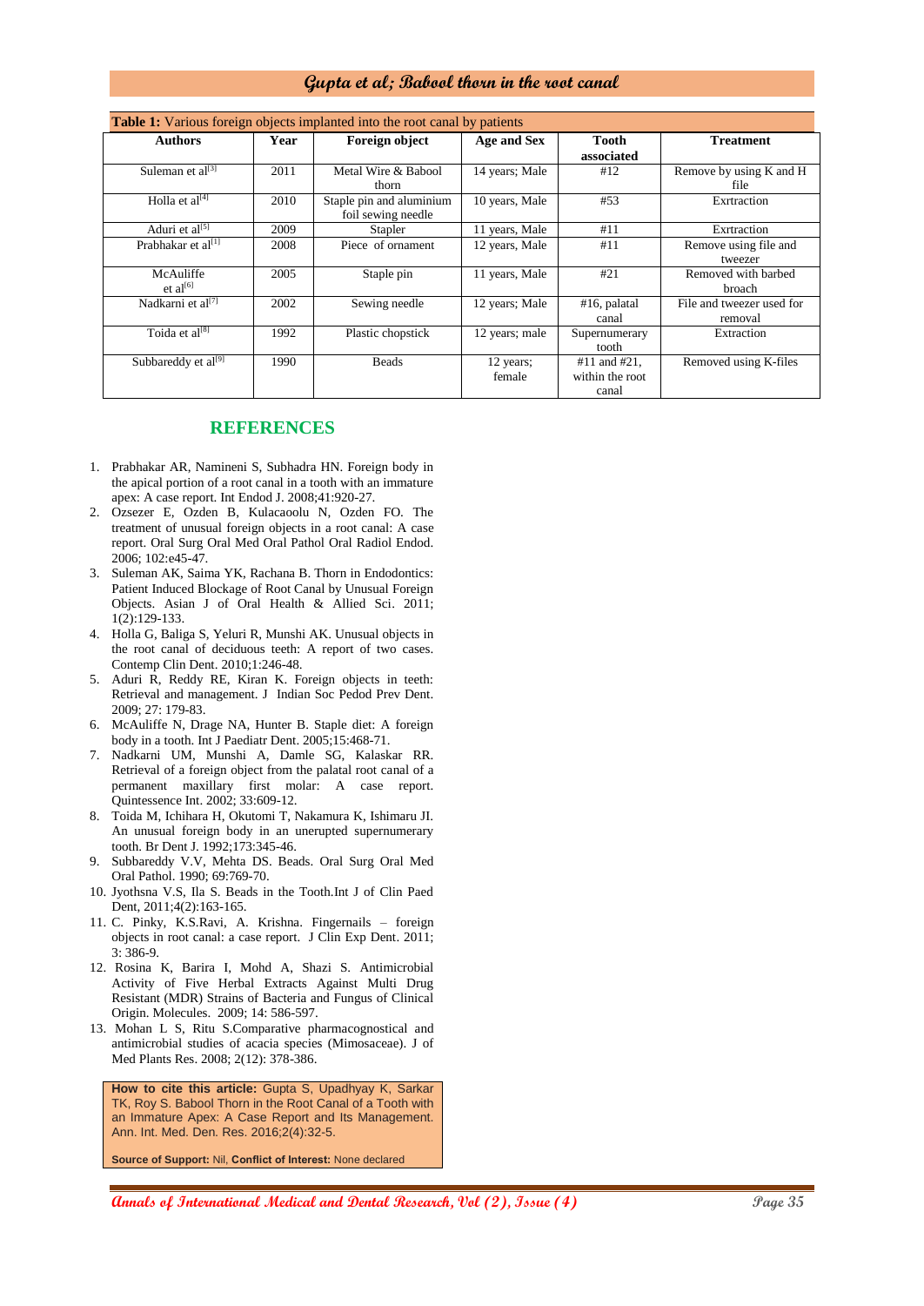**Table 1:** Various foreign objects implanted into the root canal by patients

| Authors | Year | Foreign object | Age and Sex | Tooth associated | Treatment |
|---|---|---|---|---|---|
| Suleman et al[3] | 2011 | Metal Wire & Babool thorn | 14 years; Male | #12 | Remove by using K and H file |
| Holla et al[4] | 2010 | Staple pin and aluminium foil sewing needle | 10 years, Male | #53 | Exrtraction |
| Aduri et al[5] | 2009 | Stapler | 11 years, Male | #11 | Exrtraction |
| Prabhakar et al[1] | 2008 | Piece of ornament | 12 years, Male | #11 | Remove using file and tweezer |
| McAuliffe et al[6] | 2005 | Staple pin | 11 years, Male | #21 | Removed with barbed broach |
| Nadkarni et al[7] | 2002 | Sewing needle | 12 years; Male | #16, palatal canal | File and tweezer used for removal |
| Toida et al[8] | 1992 | Plastic chopstick | 12 years; male | Supernumerary tooth | Extraction |
| Subbareddy et al[9] | 1990 | Beads | 12 years; female | #11 and #21, within the root canal | Removed using K-files |

## REFERENCES

1. Prabhakar AR, Namineni S, Subhadra HN. Foreign body in the apical portion of a root canal in a tooth with an immature apex: A case report. Int Endod J. 2008;41:920-27.
2. Ozsezer E, Ozden B, Kulacaoolu N, Ozden FO. The treatment of unusual foreign objects in a root canal: A case report. Oral Surg Oral Med Oral Pathol Oral Radiol Endod. 2006; 102:e45-47.
3. Suleman AK, Saima YK, Rachana B. Thorn in Endodontics: Patient Induced Blockage of Root Canal by Unusual Foreign Objects. Asian J of Oral Health & Allied Sci. 2011; 1(2):129-133.
4. Holla G, Baliga S, Yeluri R, Munshi AK. Unusual objects in the root canal of deciduous teeth: A report of two cases. Contemp Clin Dent. 2010;1:246-48.
5. Aduri R, Reddy RE, Kiran K. Foreign objects in teeth: Retrieval and management. J Indian Soc Pedod Prev Dent. 2009; 27: 179-83.
6. McAuliffe N, Drage NA, Hunter B. Staple diet: A foreign body in a tooth. Int J Paediatr Dent. 2005;15:468-71.
7. Nadkarni UM, Munshi A, Damle SG, Kalaskar RR. Retrieval of a foreign object from the palatal root canal of a permanent maxillary first molar: A case report. Quintessence Int. 2002; 33:609-12.
8. Toida M, Ichihara H, Okutomi T, Nakamura K, Ishimaru JI. An unusual foreign body in an unerupted supernumerary tooth. Br Dent J. 1992;173:345-46.
9. Subbareddy V.V, Mehta DS. Beads. Oral Surg Oral Med Oral Pathol. 1990; 69:769-70.
10. Jyothsna V.S, Ila S. Beads in the Tooth.Int J of Clin Paed Dent, 2011;4(2):163-165.
11. C. Pinky, K.S.Ravi, A. Krishna. Fingernails – foreign objects in root canal: a case report. J Clin Exp Dent. 2011; 3: 386-9.
12. Rosina K, Barira I, Mohd A, Shazi S. Antimicrobial Activity of Five Herbal Extracts Against Multi Drug Resistant (MDR) Strains of Bacteria and Fungus of Clinical Origin. Molecules. 2009; 14: 586-597.
13. Mohan L S, Ritu S.Comparative pharmacognostical and antimicrobial studies of acacia species (Mimosaceae). J of Med Plants Res. 2008; 2(12): 378-386.

**How to cite this article:** Gupta S, Upadhyay K, Sarkar TK, Roy S. Babool Thorn in the Root Canal of a Tooth with an Immature Apex: A Case Report and Its Management. Ann. Int. Med. Den. Res. 2016;2(4):32-5.

**Source of Support:** Nil, **Conflict of Interest:** None declared